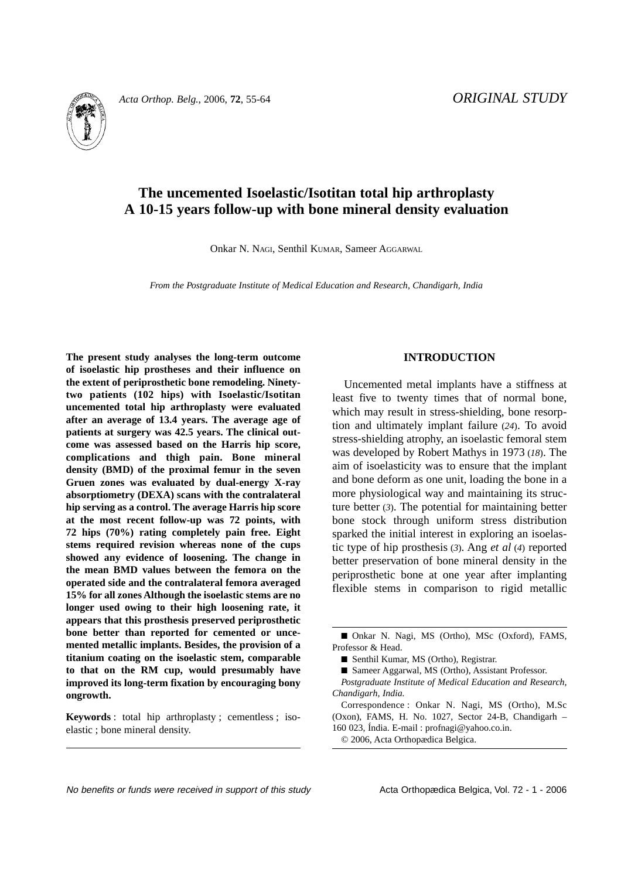ORIGINAL STUDY

# The uncemented Isoelastic/Isotitan total hip arthroplasty A 10-15 years follow-up with bone mineral density evaluation

Onkar N. Nagi, Senthil Kumar, Sameer Aggarwal

*From the Postgraduate Institute of Medical Education and Research, Chandigarh, India*

**The present study analyses the long-term outcome of isoelastic hip prostheses and their influence on the extent of periprosthetic bone remodeling. Ninety-two patients (102 hips) with Isoelastic/Isotitan uncemented total hip arthroplasty were evaluated after an average of 13.4 years. The average age of patients at surgery was 42.5 years. The clinical outcome was assessed based on the Harris hip score, complications and thigh pain. Bone mineral density (BMD) of the proximal femur in the seven Gruen zones was evaluated by dual-energy X-ray absorptiometry (DEXA) scans with the contralateral hip serving as a control. The average Harris hip score at the most recent follow-up was 72 points, with 72 hips (70%) rating completely pain free. Eight stems required revision whereas none of the cups showed any evidence of loosening. The change in the mean BMD values between the femora on the operated side and the contralateral femora averaged 15% for all zones Although the isoelastic stems are no longer used owing to their high loosening rate, it appears that this prosthesis preserved periprosthetic bone better than reported for cemented or uncemented metallic implants. Besides, the provision of a titanium coating on the isoelastic stem, comparable to that on the RM cup, would presumably have improved its long-term fixation by encouraging bony ongrowth.**

**Keywords** : total hip arthroplasty ; cementless ; isoelastic ; bone mineral density.

## INTRODUCTION

Uncemented metal implants have a stiffness at least five to twenty times that of normal bone, which may result in stress-shielding, bone resorption and ultimately implant failure (*24*). To avoid stress-shielding atrophy, an isoelastic femoral stem was developed by Robert Mathys in 1973 (*18*). The aim of isoelasticity was to ensure that the implant and bone deform as one unit, loading the bone in a more physiological way and maintaining its structure better (*3*). The potential for maintaining better bone stock through uniform stress distribution sparked the initial interest in exploring an isoelastic type of hip prosthesis (*3*). Ang *et al* (*4*) reported better preservation of bone mineral density in the periprosthetic bone at one year after implanting flexible stems in comparison to rigid metallic

■ Onkar N. Nagi, MS (Ortho), MSc (Oxford), FAMS, Professor & Head.

■ Senthil Kumar, MS (Ortho), Registrar.

■ Sameer Aggarwal, MS (Ortho), Assistant Professor.

*Postgraduate Institute of Medical Education and Research, Chandigarh, India.*

Correspondence : Onkar N. Nagi, MS (Ortho), M.Sc (Oxon), FAMS, H. No. 1027, Sector 24-B, Chandigarh – 160 023, Índia. E-mail : profnagi@yahoo.co.in.

© 2006, Acta Orthopædica Belgica.

*No benefits or funds were received in support of this study*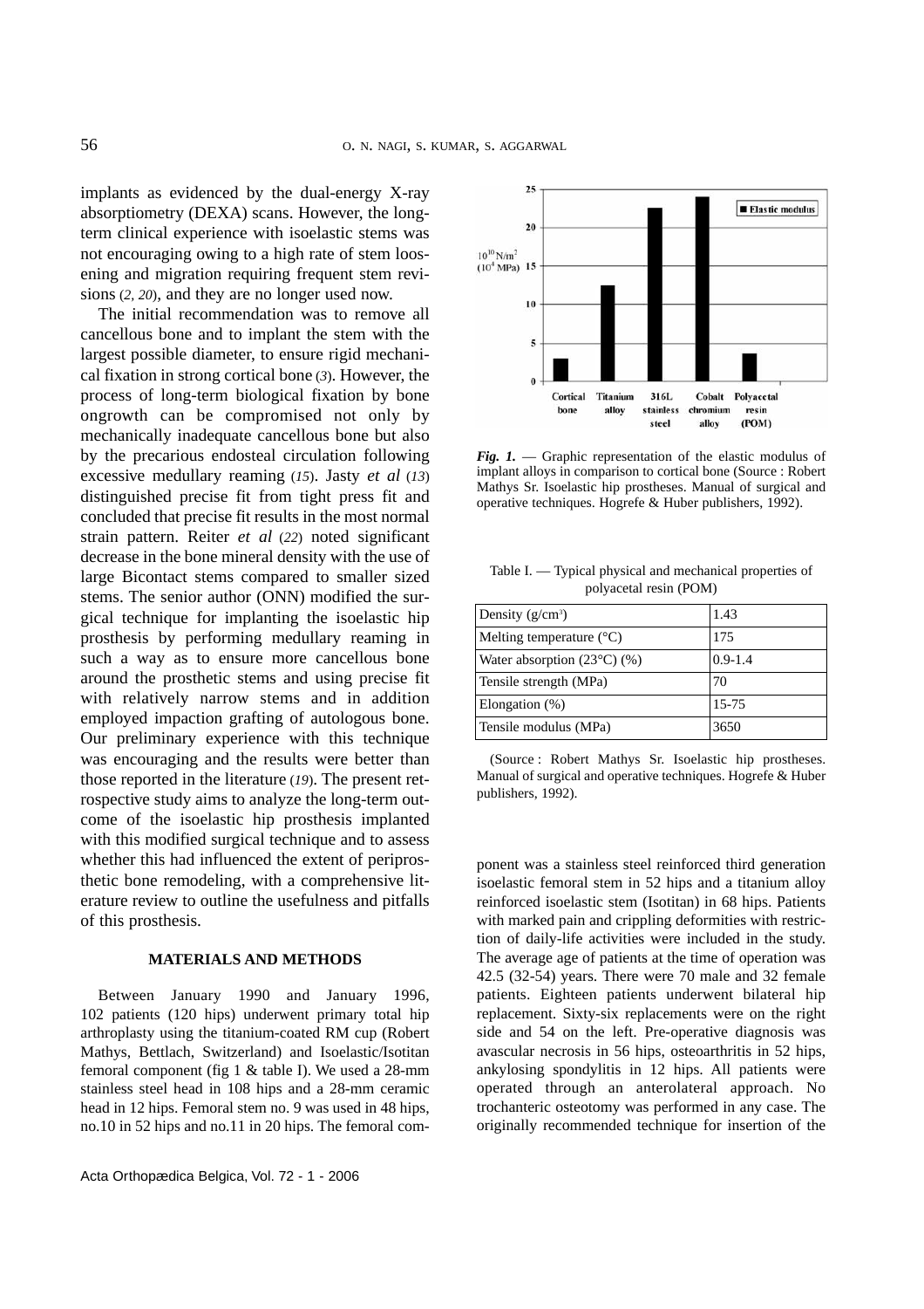implants as evidenced by the dual-energy X-ray absorptiometry (DEXA) scans. However, the long-term clinical experience with isoelastic stems was not encouraging owing to a high rate of stem loosening and migration requiring frequent stem revisions (2, 20), and they are no longer used now.

The initial recommendation was to remove all cancellous bone and to implant the stem with the largest possible diameter, to ensure rigid mechanical fixation in strong cortical bone (3). However, the process of long-term biological fixation by bone ongrowth can be compromised not only by mechanically inadequate cancellous bone but also by the precarious endosteal circulation following excessive medullary reaming (15). Jasty *et al* (13) distinguished precise fit from tight press fit and concluded that precise fit results in the most normal strain pattern. Reiter *et al* (22) noted significant decrease in the bone mineral density with the use of large Bicontact stems compared to smaller sized stems. The senior author (ONN) modified the surgical technique for implanting the isoelastic hip prosthesis by performing medullary reaming in such a way as to ensure more cancellous bone around the prosthetic stems and using precise fit with relatively narrow stems and in addition employed impaction grafting of autologous bone. Our preliminary experience with this technique was encouraging and the results were better than those reported in the literature (19). The present retrospective study aims to analyze the long-term outcome of the isoelastic hip prosthesis implanted with this modified surgical technique and to assess whether this had influenced the extent of periprosthetic bone remodeling, with a comprehensive literature review to outline the usefulness and pitfalls of this prosthesis.

*Fig. 1.* — Graphic representation of the elastic modulus of implant alloys in comparison to cortical bone (Source : Robert Mathys Sr. Isoelastic hip prostheses. Manual of surgical and operative techniques. Hogrefe & Huber publishers, 1992).

Table I. — Typical physical and mechanical properties of polyacetal resin (POM)

| Property | Value |
|---|---|
| Density (g/cm³) | 1.43 |
| Melting temperature (°C) | 175 |
| Water absorption (23°C) (%) | 0.9-1.4 |
| Tensile strength (MPa) | 70 |
| Elongation (%) | 15-75 |
| Tensile modulus (MPa) | 3650 |

(Source : Robert Mathys Sr. Isoelastic hip prostheses. Manual of surgical and operative techniques. Hogrefe & Huber publishers, 1992).

## MATERIALS AND METHODS

Between January 1990 and January 1996, 102 patients (120 hips) underwent primary total hip arthroplasty using the titanium-coated RM cup (Robert Mathys, Bettlach, Switzerland) and Isoelastic/Isotitan femoral component (fig 1 & table I). We used a 28-mm stainless steel head in 108 hips and a 28-mm ceramic head in 12 hips. Femoral stem no. 9 was used in 48 hips, no.10 in 52 hips and no.11 in 20 hips. The femoral component was a stainless steel reinforced third generation isoelastic femoral stem in 52 hips and a titanium alloy reinforced isoelastic stem (Isotitan) in 68 hips. Patients with marked pain and crippling deformities with restriction of daily-life activities were included in the study. The average age of patients at the time of operation was 42.5 (32-54) years. There were 70 male and 32 female patients. Eighteen patients underwent bilateral hip replacement. Sixty-six replacements were on the right side and 54 on the left. Pre-operative diagnosis was avascular necrosis in 56 hips, osteoarthritis in 52 hips, ankylosing spondylitis in 12 hips. All patients were operated through an anterolateral approach. No trochanteric osteotomy was performed in any case. The originally recommended technique for insertion of the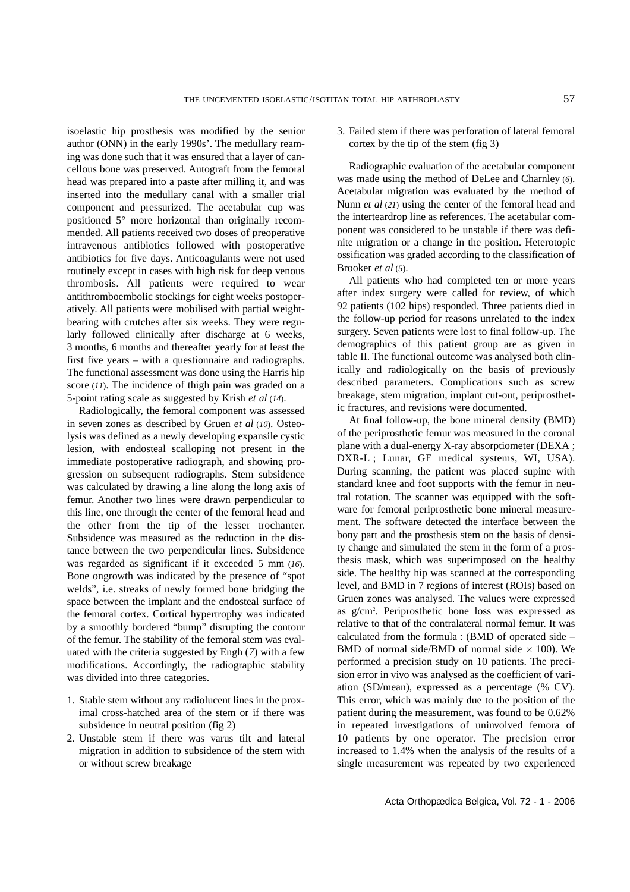isoelastic hip prosthesis was modified by the senior author (ONN) in the early 1990s'. The medullary reaming was done such that it was ensured that a layer of cancellous bone was preserved. Autograft from the femoral head was prepared into a paste after milling it, and was inserted into the medullary canal with a smaller trial component and pressurized. The acetabular cup was positioned 5° more horizontal than originally recommended. All patients received two doses of preoperative intravenous antibiotics followed with postoperative antibiotics for five days. Anticoagulants were not used routinely except in cases with high risk for deep venous thrombosis. All patients were required to wear antithromboembolic stockings for eight weeks postoperatively. All patients were mobilised with partial weight-bearing with crutches after six weeks. They were regularly followed clinically after discharge at 6 weeks, 3 months, 6 months and thereafter yearly for at least the first five years – with a questionnaire and radiographs. The functional assessment was done using the Harris hip score (*11*). The incidence of thigh pain was graded on a 5-point rating scale as suggested by Krish *et al* (*14*).

Radiologically, the femoral component was assessed in seven zones as described by Gruen *et al* (*10*). Osteolysis was defined as a newly developing expansile cystic lesion, with endosteal scalloping not present in the immediate postoperative radiograph, and showing progression on subsequent radiographs. Stem subsidence was calculated by drawing a line along the long axis of femur. Another two lines were drawn perpendicular to this line, one through the center of the femoral head and the other from the tip of the lesser trochanter. Subsidence was measured as the reduction in the distance between the two perpendicular lines. Subsidence was regarded as significant if it exceeded 5 mm (*16*). Bone ongrowth was indicated by the presence of "spot welds", i.e. streaks of newly formed bone bridging the space between the implant and the endosteal surface of the femoral cortex. Cortical hypertrophy was indicated by a smoothly bordered "bump" disrupting the contour of the femur. The stability of the femoral stem was evaluated with the criteria suggested by Engh (*7*) with a few modifications. Accordingly, the radiographic stability was divided into three categories.

1. Stable stem without any radiolucent lines in the proximal cross-hatched area of the stem or if there was subsidence in neutral position (fig 2)
2. Unstable stem if there was varus tilt and lateral migration in addition to subsidence of the stem with or without screw breakage
3. Failed stem if there was perforation of lateral femoral cortex by the tip of the stem (fig 3)

Radiographic evaluation of the acetabular component was made using the method of DeLee and Charnley (*6*). Acetabular migration was evaluated by the method of Nunn *et al* (*21*) using the center of the femoral head and the interteardrop line as references. The acetabular component was considered to be unstable if there was definite migration or a change in the position. Heterotopic ossification was graded according to the classification of Brooker *et al* (*5*).

All patients who had completed ten or more years after index surgery were called for review, of which 92 patients (102 hips) responded. Three patients died in the follow-up period for reasons unrelated to the index surgery. Seven patients were lost to final follow-up. The demographics of this patient group are as given in table II. The functional outcome was analysed both clinically and radiologically on the basis of previously described parameters. Complications such as screw breakage, stem migration, implant cut-out, periprosthetic fractures, and revisions were documented.

At final follow-up, the bone mineral density (BMD) of the periprosthetic femur was measured in the coronal plane with a dual-energy X-ray absorptiometer (DEXA ; DXR-L ; Lunar, GE medical systems, WI, USA). During scanning, the patient was placed supine with standard knee and foot supports with the femur in neutral rotation. The scanner was equipped with the software for femoral periprosthetic bone mineral measurement. The software detected the interface between the bony part and the prosthesis stem on the basis of density change and simulated the stem in the form of a prosthesis mask, which was superimposed on the healthy side. The healthy hip was scanned at the corresponding level, and BMD in 7 regions of interest (ROIs) based on Gruen zones was analysed. The values were expressed as g/cm$^2$. Periprosthetic bone loss was expressed as relative to that of the contralateral normal femur. It was calculated from the formula : (BMD of operated side – BMD of normal side/BMD of normal side $\times$ 100). We performed a precision study on 10 patients. The precision error in vivo was analysed as the coefficient of variation (SD/mean), expressed as a percentage (% CV). This error, which was mainly due to the position of the patient during the measurement, was found to be 0.62% in repeated investigations of uninvolved femora of 10 patients by one operator. The precision error increased to 1.4% when the analysis of the results of a single measurement was repeated by two experienced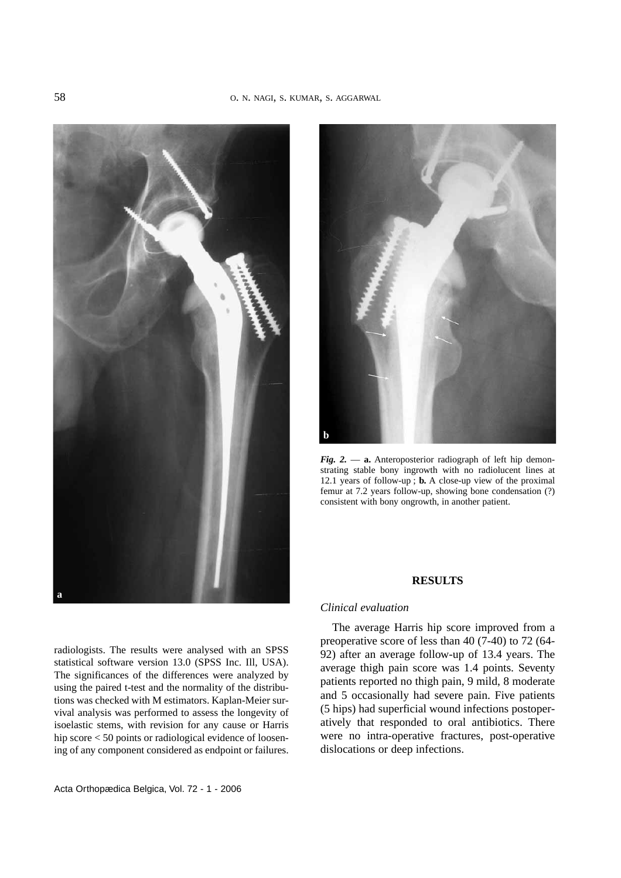*Fig. 2.* — **a.** Anteroposterior radiograph of left hip demonstrating stable bony ingrowth with no radiolucent lines at 12.1 years of follow-up ; **b.** A close-up view of the proximal femur at 7.2 years follow-up, showing bone condensation (?) consistent with bony ongrowth, in another patient.

radiologists. The results were analysed with an SPSS statistical software version 13.0 (SPSS Inc. Ill, USA). The significances of the differences were analyzed by using the paired t-test and the normality of the distributions was checked with M estimators. Kaplan-Meier survival analysis was performed to assess the longevity of isoelastic stems, with revision for any cause or Harris hip score < 50 points or radiological evidence of loosening of any component considered as endpoint or failures.

## RESULTS

### *Clinical evaluation*

The average Harris hip score improved from a preoperative score of less than 40 (7-40) to 72 (64-92) after an average follow-up of 13.4 years. The average thigh pain score was 1.4 points. Seventy patients reported no thigh pain, 9 mild, 8 moderate and 5 occasionally had severe pain. Five patients (5 hips) had superficial wound infections postoperatively that responded to oral antibiotics. There were no intra-operative fractures, post-operative dislocations or deep infections.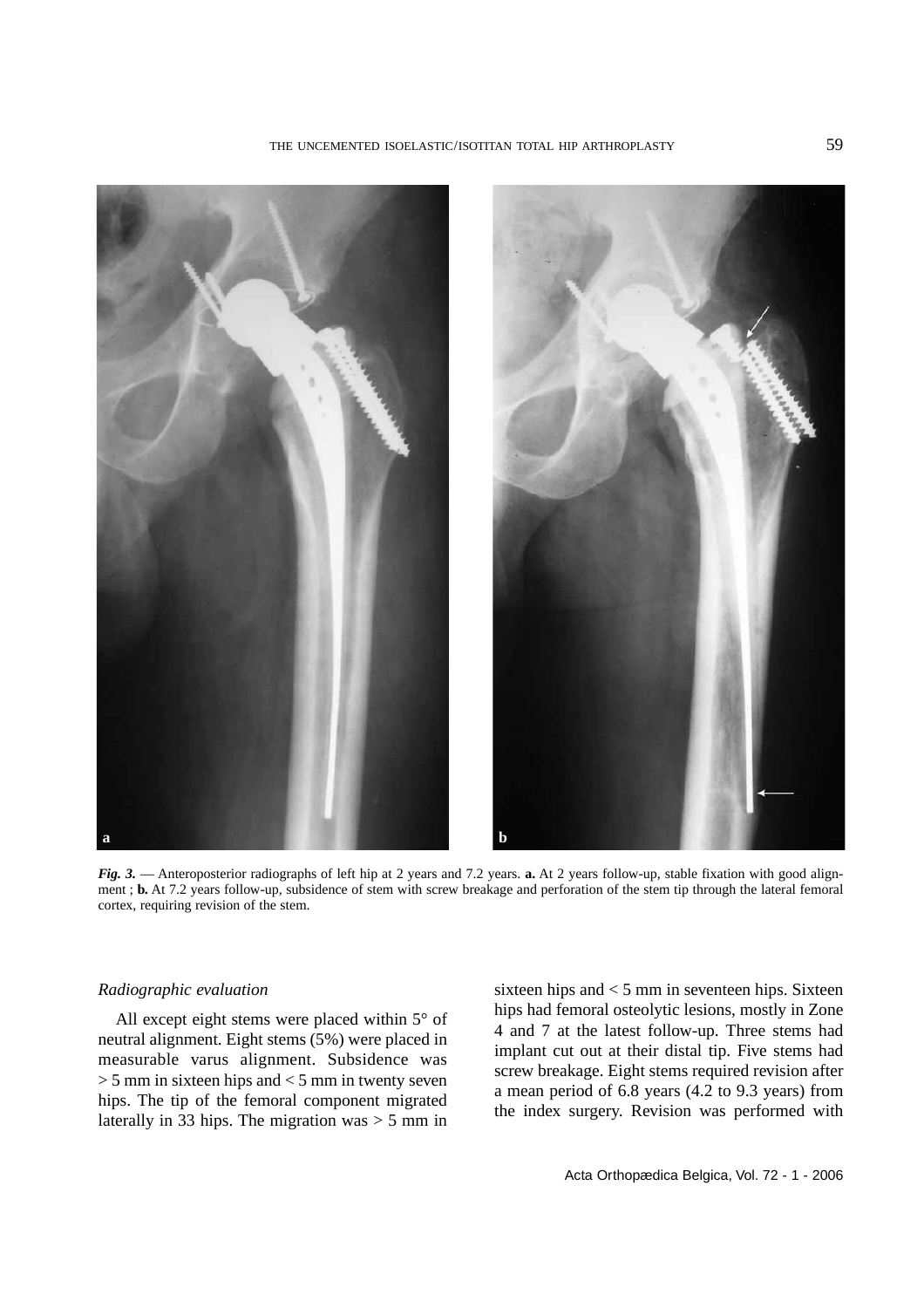*Fig. 3.* — Anteroposterior radiographs of left hip at 2 years and 7.2 years. **a.** At 2 years follow-up, stable fixation with good alignment ; **b.** At 7.2 years follow-up, subsidence of stem with screw breakage and perforation of the stem tip through the lateral femoral cortex, requiring revision of the stem.

### *Radiographic evaluation*

All except eight stems were placed within 5° of neutral alignment. Eight stems (5%) were placed in measurable varus alignment. Subsidence was > 5 mm in sixteen hips and < 5 mm in twenty seven hips. The tip of the femoral component migrated laterally in 33 hips. The migration was > 5 mm in sixteen hips and < 5 mm in seventeen hips. Sixteen hips had femoral osteolytic lesions, mostly in Zone 4 and 7 at the latest follow-up. Three stems had implant cut out at their distal tip. Five stems had screw breakage. Eight stems required revision after a mean period of 6.8 years (4.2 to 9.3 years) from the index surgery. Revision was performed with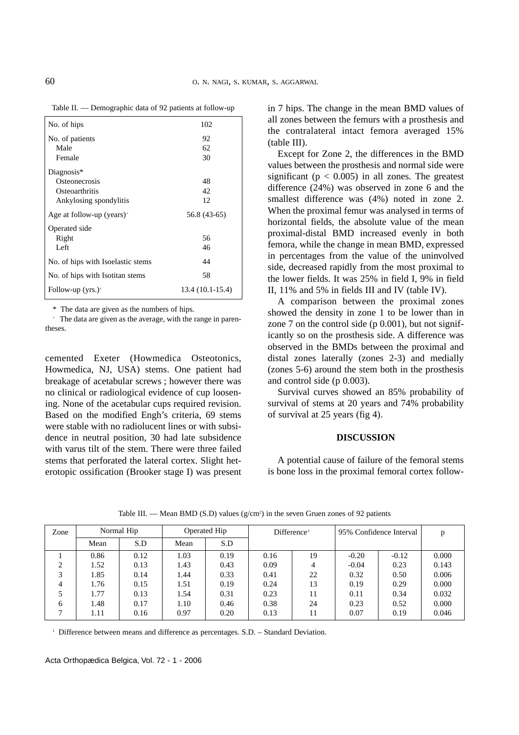Table II. — Demographic data of 92 patients at follow-up

| | |
|---|---|
| No. of hips | 102 |
| No. of patients | 92 |
| Male | 62 |
| Female | 30 |
| Diagnosis* | |
| Osteonecrosis | 48 |
| Osteoarthritis | 42 |
| Ankylosing spondylitis | 12 |
| Age at follow-up (years)[+] | 56.8 (43-65) |
| Operated side | |
| Right | 56 |
| Left | 46 |
| No. of hips with Isoelastic stems | 44 |
| No. of hips with Isotitan stems | 58 |
| Follow-up (yrs.)[+] | 13.4 (10.1-15.4) |

\* The data are given as the numbers of hips.

[+] The data are given as the average, with the range in parentheses.

cemented Exeter (Howmedica Osteotonics, Howmedica, NJ, USA) stems. One patient had breakage of acetabular screws ; however there was no clinical or radiological evidence of cup loosening. None of the acetabular cups required revision. Based on the modified Engh's criteria, 69 stems were stable with no radiolucent lines or with subsidence in neutral position, 30 had late subsidence with varus tilt of the stem. There were three failed stems that perforated the lateral cortex. Slight heterotopic ossification (Brooker stage I) was present in 7 hips. The change in the mean BMD values of all zones between the femurs with a prosthesis and the contralateral intact femora averaged 15% (table III).

Except for Zone 2, the differences in the BMD values between the prosthesis and normal side were significant ($p < 0.005$) in all zones. The greatest difference (24%) was observed in zone 6 and the smallest difference was (4%) noted in zone 2. When the proximal femur was analysed in terms of horizontal fields, the absolute value of the mean proximal-distal BMD increased evenly in both femora, while the change in mean BMD, expressed in percentages from the value of the uninvolved side, decreased rapidly from the most proximal to the lower fields. It was 25% in field I, 9% in field II, 11% and 5% in fields III and IV (table IV).

A comparison between the proximal zones showed the density in zone 1 to be lower than in zone 7 on the control side (p 0.001), but not significantly so on the prosthesis side. A difference was observed in the BMDs between the proximal and distal zones laterally (zones 2-3) and medially (zones 5-6) around the stem both in the prosthesis and control side (p 0.003).

Survival curves showed an 85% probability of survival of stems at 20 years and 74% probability of survival at 25 years (fig 4).

## DISCUSSION

A potential cause of failure of the femoral stems is bone loss in the proximal femoral cortex follow-

Table III. — Mean BMD (S.D) values (g/cm$^2$) in the seven Gruen zones of 92 patients

| Zone | Normal Hip | | Operated Hip | | Difference[1] | | 95% Confidence Interval | | p |
|---|---|---|---|---|---|---|---|---|---|
| | Mean | S.D | Mean | S.D | | | | | |
| 1 | 0.86 | 0.12 | 1.03 | 0.19 | 0.16 | 19 | -0.20 | -0.12 | 0.000 |
| 2 | 1.52 | 0.13 | 1.43 | 0.43 | 0.09 | 4 | -0.04 | 0.23 | 0.143 |
| 3 | 1.85 | 0.14 | 1.44 | 0.33 | 0.41 | 22 | 0.32 | 0.50 | 0.006 |
| 4 | 1.76 | 0.15 | 1.51 | 0.19 | 0.24 | 13 | 0.19 | 0.29 | 0.000 |
| 5 | 1.77 | 0.13 | 1.54 | 0.31 | 0.23 | 11 | 0.11 | 0.34 | 0.032 |
| 6 | 1.48 | 0.17 | 1.10 | 0.46 | 0.38 | 24 | 0.23 | 0.52 | 0.000 |
| 7 | 1.11 | 0.16 | 0.97 | 0.20 | 0.13 | 11 | 0.07 | 0.19 | 0.046 |

[1] Difference between means and difference as percentages. S.D. – Standard Deviation.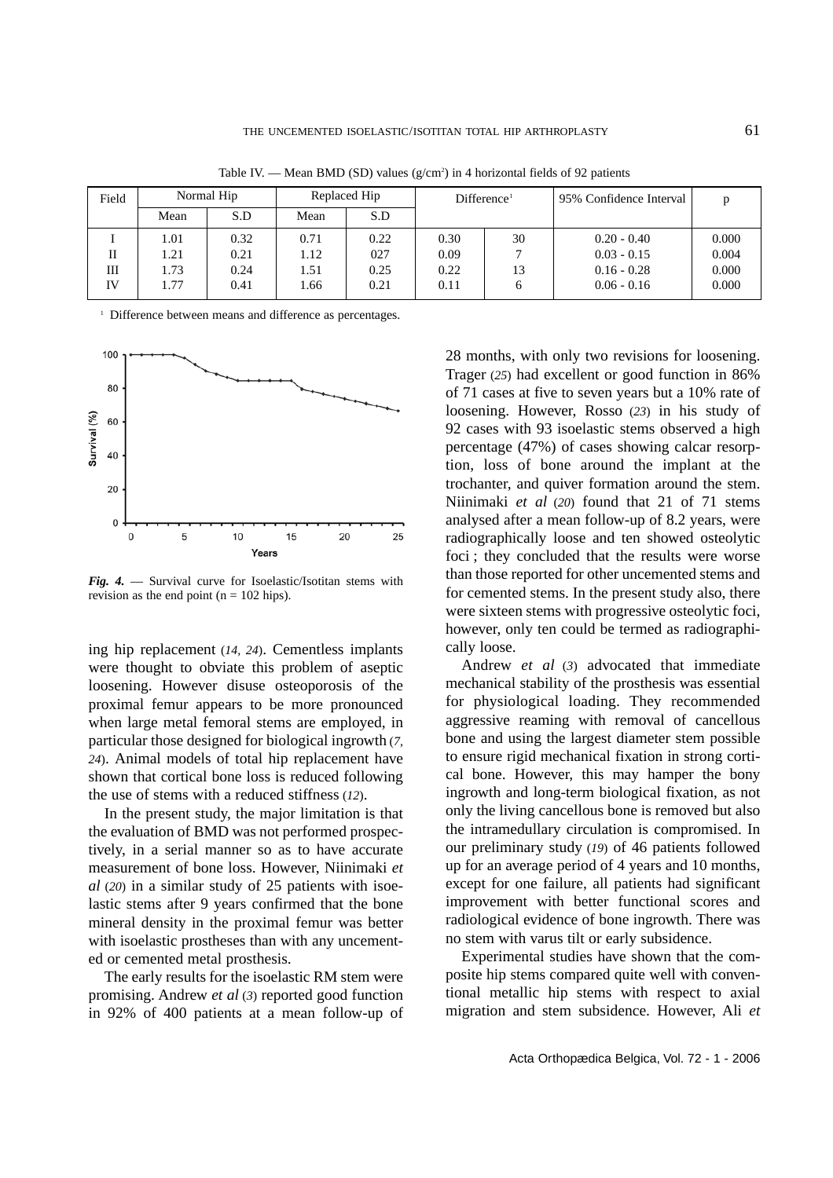Table IV. — Mean BMD (SD) values (g/cm²) in 4 horizontal fields of 92 patients

| Field | Normal Hip | | Replaced Hip | | Difference[1] | | 95% Confidence Interval | p |
|---|---|---|---|---|---|---|---|---|
| | Mean | S.D | Mean | S.D | | | | |
| I | 1.01 | 0.32 | 0.71 | 0.22 | 0.30 | 30 | 0.20 - 0.40 | 0.000 |
| II | 1.21 | 0.21 | 1.12 | 027 | 0.09 | 7 | 0.03 - 0.15 | 0.004 |
| III | 1.73 | 0.24 | 1.51 | 0.25 | 0.22 | 13 | 0.16 - 0.28 | 0.000 |
| IV | 1.77 | 0.41 | 1.66 | 0.21 | 0.11 | 6 | 0.06 - 0.16 | 0.000 |

[1] Difference between means and difference as percentages.

***Fig. 4.*** — Survival curve for Isoelastic/Isotitan stems with revision as the end point (n = 102 hips).

ing hip replacement (*14, 24*). Cementless implants were thought to obviate this problem of aseptic loosening. However disuse osteoporosis of the proximal femur appears to be more pronounced when large metal femoral stems are employed, in particular those designed for biological ingrowth (*7, 24*). Animal models of total hip replacement have shown that cortical bone loss is reduced following the use of stems with a reduced stiffness (*12*).

In the present study, the major limitation is that the evaluation of BMD was not performed prospectively, in a serial manner so as to have accurate measurement of bone loss. However, Niinimaki *et al* (*20*) in a similar study of 25 patients with isoelastic stems after 9 years confirmed that the bone mineral density in the proximal femur was better with isoelastic prostheses than with any uncemented or cemented metal prosthesis.

The early results for the isoelastic RM stem were promising. Andrew *et al* (*3*) reported good function in 92% of 400 patients at a mean follow-up of 28 months, with only two revisions for loosening. Trager (*25*) had excellent or good function in 86% of 71 cases at five to seven years but a 10% rate of loosening. However, Rosso (*23*) in his study of 92 cases with 93 isoelastic stems observed a high percentage (47%) of cases showing calcar resorption, loss of bone around the implant at the trochanter, and quiver formation around the stem. Niinimaki *et al* (*20*) found that 21 of 71 stems analysed after a mean follow-up of 8.2 years, were radiographically loose and ten showed osteolytic foci ; they concluded that the results were worse than those reported for other uncemented stems and for cemented stems. In the present study also, there were sixteen stems with progressive osteolytic foci, however, only ten could be termed as radiographically loose.

Andrew *et al* (*3*) advocated that immediate mechanical stability of the prosthesis was essential for physiological loading. They recommended aggressive reaming with removal of cancellous bone and using the largest diameter stem possible to ensure rigid mechanical fixation in strong cortical bone. However, this may hamper the bony ingrowth and long-term biological fixation, as not only the living cancellous bone is removed but also the intramedullary circulation is compromised. In our preliminary study (*19*) of 46 patients followed up for an average period of 4 years and 10 months, except for one failure, all patients had significant improvement with better functional scores and radiological evidence of bone ingrowth. There was no stem with varus tilt or early subsidence.

Experimental studies have shown that the composite hip stems compared quite well with conventional metallic hip stems with respect to axial migration and stem subsidence. However, Ali *et*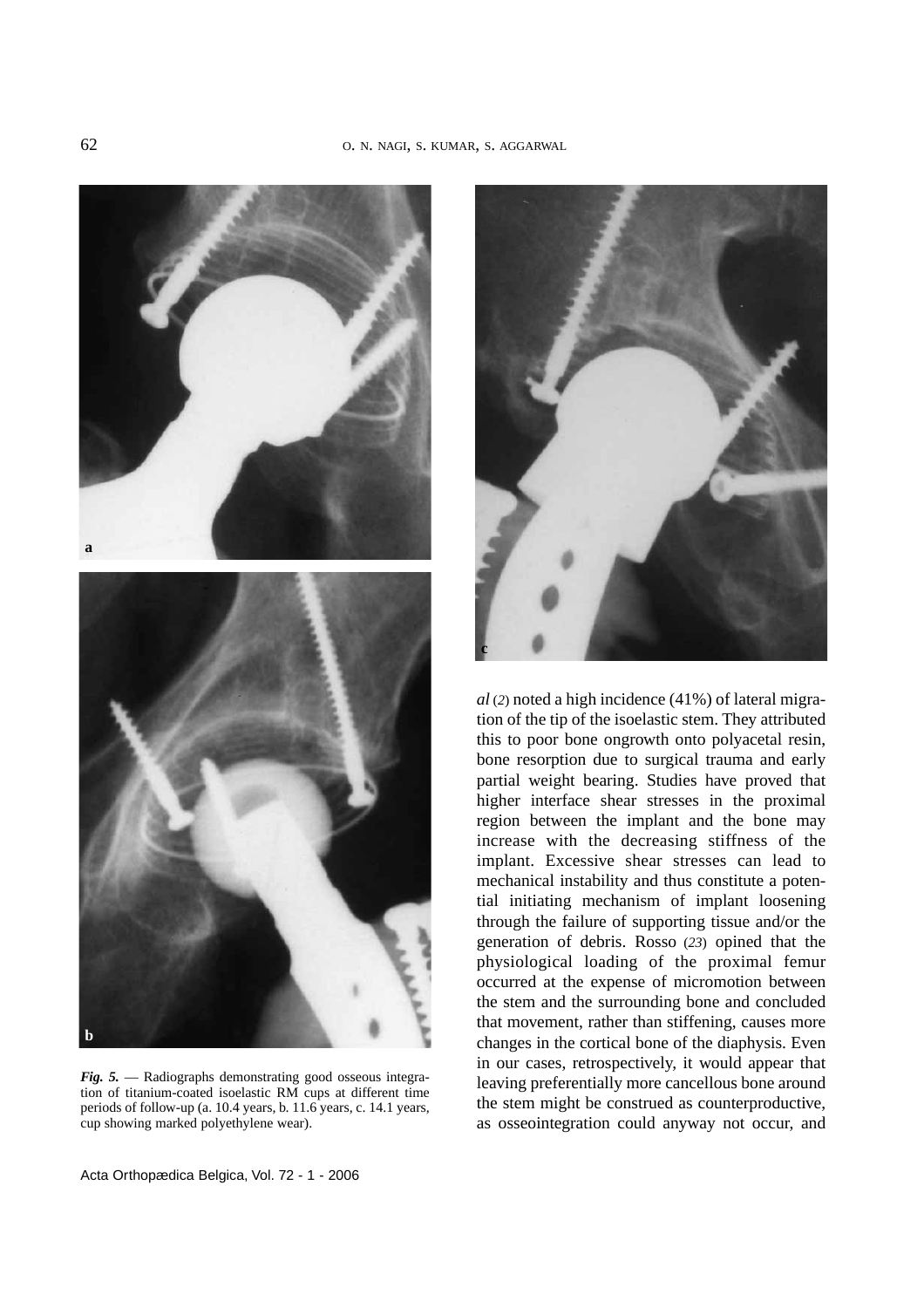*Fig. 5.* — Radiographs demonstrating good osseous integration of titanium-coated isoelastic RM cups at different time periods of follow-up (a. 10.4 years, b. 11.6 years, c. 14.1 years, cup showing marked polyethylene wear).

*al* (2) noted a high incidence (41%) of lateral migration of the tip of the isoelastic stem. They attributed this to poor bone ongrowth onto polyacetal resin, bone resorption due to surgical trauma and early partial weight bearing. Studies have proved that higher interface shear stresses in the proximal region between the implant and the bone may increase with the decreasing stiffness of the implant. Excessive shear stresses can lead to mechanical instability and thus constitute a potential initiating mechanism of implant loosening through the failure of supporting tissue and/or the generation of debris. Rosso (23) opined that the physiological loading of the proximal femur occurred at the expense of micromotion between the stem and the surrounding bone and concluded that movement, rather than stiffening, causes more changes in the cortical bone of the diaphysis. Even in our cases, retrospectively, it would appear that leaving preferentially more cancellous bone around the stem might be construed as counterproductive, as osseointegration could anyway not occur, and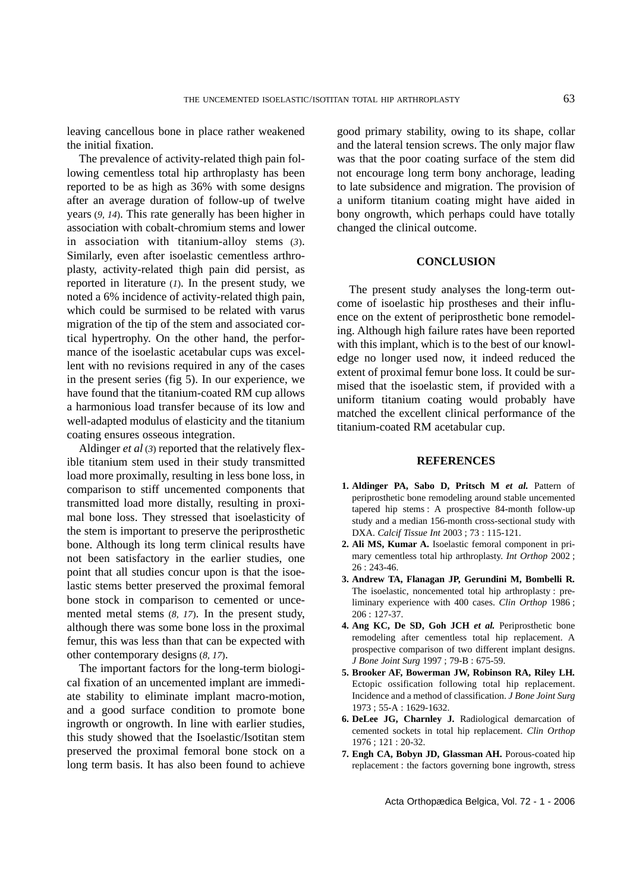leaving cancellous bone in place rather weakened the initial fixation.

The prevalence of activity-related thigh pain following cementless total hip arthroplasty has been reported to be as high as 36% with some designs after an average duration of follow-up of twelve years (*9, 14*). This rate generally has been higher in association with cobalt-chromium stems and lower in association with titanium-alloy stems (*3*). Similarly, even after isoelastic cementless arthroplasty, activity-related thigh pain did persist, as reported in literature (*1*). In the present study, we noted a 6% incidence of activity-related thigh pain, which could be surmised to be related with varus migration of the tip of the stem and associated cortical hypertrophy. On the other hand, the performance of the isoelastic acetabular cups was excellent with no revisions required in any of the cases in the present series (fig 5). In our experience, we have found that the titanium-coated RM cup allows a harmonious load transfer because of its low and well-adapted modulus of elasticity and the titanium coating ensures osseous integration.

Aldinger *et al* (*3*) reported that the relatively flexible titanium stem used in their study transmitted load more proximally, resulting in less bone loss, in comparison to stiff uncemented components that transmitted load more distally, resulting in proximal bone loss. They stressed that isoelasticity of the stem is important to preserve the periprosthetic bone. Although its long term clinical results have not been satisfactory in the earlier studies, one point that all studies concur upon is that the isoelastic stems better preserved the proximal femoral bone stock in comparison to cemented or uncemented metal stems (*8, 17*). In the present study, although there was some bone loss in the proximal femur, this was less than that can be expected with other contemporary designs (*8, 17*).

The important factors for the long-term biological fixation of an uncemented implant are immediate stability to eliminate implant macro-motion, and a good surface condition to promote bone ingrowth or ongrowth. In line with earlier studies, this study showed that the Isoelastic/Isotitan stem preserved the proximal femoral bone stock on a long term basis. It has also been found to achieve good primary stability, owing to its shape, collar and the lateral tension screws. The only major flaw was that the poor coating surface of the stem did not encourage long term bony anchorage, leading to late subsidence and migration. The provision of a uniform titanium coating might have aided in bony ongrowth, which perhaps could have totally changed the clinical outcome.

## CONCLUSION

The present study analyses the long-term outcome of isoelastic hip prostheses and their influence on the extent of periprosthetic bone remodeling. Although high failure rates have been reported with this implant, which is to the best of our knowledge no longer used now, it indeed reduced the extent of proximal femur bone loss. It could be surmised that the isoelastic stem, if provided with a uniform titanium coating would probably have matched the excellent clinical performance of the titanium-coated RM acetabular cup.

## REFERENCES

1. **Aldinger PA, Sabo D, Pritsch M *et al.*** Pattern of periprosthetic bone remodeling around stable uncemented tapered hip stems : A prospective 84-month follow-up study and a median 156-month cross-sectional study with DXA. *Calcif Tissue Int* 2003 ; 73 : 115-121.
2. **Ali MS, Kumar A.** Isoelastic femoral component in primary cementless total hip arthroplasty. *Int Orthop* 2002 ; 26 : 243-46.
3. **Andrew TA, Flanagan JP, Gerundini M, Bombelli R.** The isoelastic, noncemented total hip arthroplasty : preliminary experience with 400 cases. *Clin Orthop* 1986 ; 206 : 127-37.
4. **Ang KC, De SD, Goh JCH *et al.*** Periprosthetic bone remodeling after cementless total hip replacement. A prospective comparison of two different implant designs. *J Bone Joint Surg* 1997 ; 79-B : 675-59.
5. **Brooker AF, Bowerman JW, Robinson RA, Riley LH.** Ectopic ossification following total hip replacement. Incidence and a method of classification. *J Bone Joint Surg* 1973 ; 55-A : 1629-1632.
6. **DeLee JG, Charnley J.** Radiological demarcation of cemented sockets in total hip replacement. *Clin Orthop* 1976 ; 121 : 20-32.
7. **Engh CA, Bobyn JD, Glassman AH.** Porous-coated hip replacement : the factors governing bone ingrowth, stress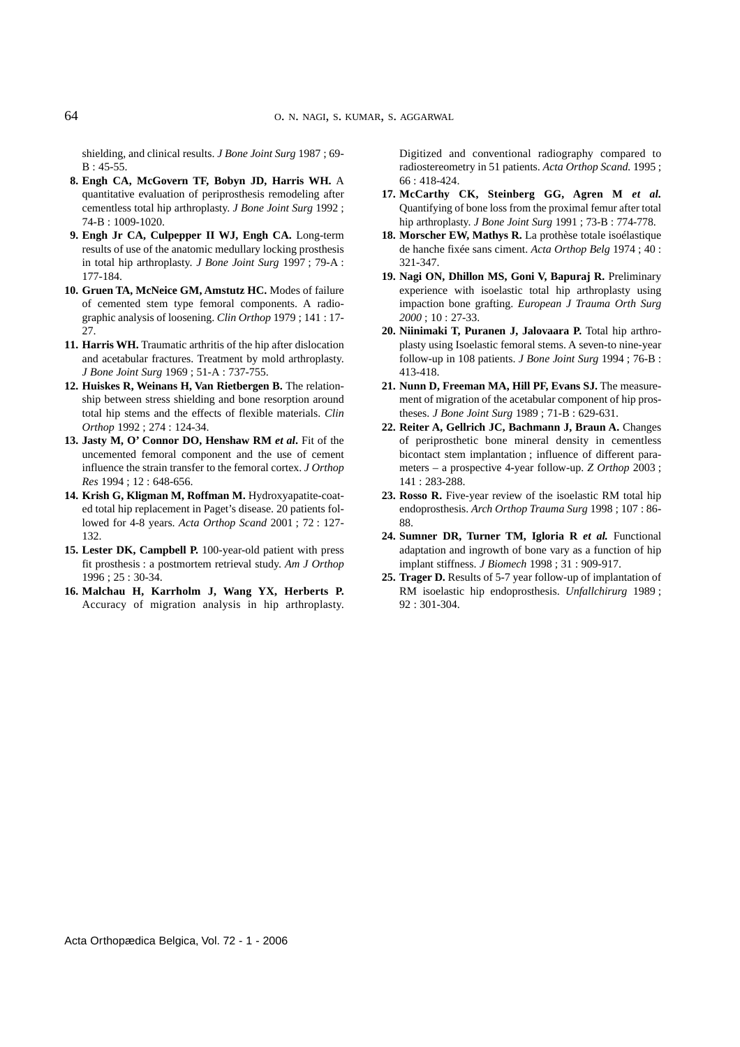shielding, and clinical results. *J Bone Joint Surg* 1987 ; 69-B : 45-55.

8. **Engh CA, McGovern TF, Bobyn JD, Harris WH.** A quantitative evaluation of periprosthesis remodeling after cementless total hip arthroplasty. *J Bone Joint Surg* 1992 ; 74-B : 1009-1020.
9. **Engh Jr CA, Culpepper II WJ, Engh CA.** Long-term results of use of the anatomic medullary locking prosthesis in total hip arthroplasty. *J Bone Joint Surg* 1997 ; 79-A : 177-184.
10. **Gruen TA, McNeice GM, Amstutz HC.** Modes of failure of cemented stem type femoral components. A radiographic analysis of loosening. *Clin Orthop* 1979 ; 141 : 17-27.
11. **Harris WH.** Traumatic arthritis of the hip after dislocation and acetabular fractures. Treatment by mold arthroplasty. *J Bone Joint Surg* 1969 ; 51-A : 737-755.
12. **Huiskes R, Weinans H, Van Rietbergen B.** The relationship between stress shielding and bone resorption around total hip stems and the effects of flexible materials. *Clin Orthop* 1992 ; 274 : 124-34.
13. **Jasty M, O' Connor DO, Henshaw RM *et al*.** Fit of the uncemented femoral component and the use of cement influence the strain transfer to the femoral cortex. *J Orthop Res* 1994 ; 12 : 648-656.
14. **Krish G, Kligman M, Roffman M.** Hydroxyapatite-coated total hip replacement in Paget's disease. 20 patients followed for 4-8 years. *Acta Orthop Scand* 2001 ; 72 : 127-132.
15. **Lester DK, Campbell P.** 100-year-old patient with press fit prosthesis : a postmortem retrieval study. *Am J Orthop* 1996 ; 25 : 30-34.
16. **Malchau H, Karrholm J, Wang YX, Herberts P.** Accuracy of migration analysis in hip arthroplasty. Digitized and conventional radiography compared to radiostereometry in 51 patients. *Acta Orthop Scand.* 1995 ; 66 : 418-424.
17. **McCarthy CK, Steinberg GG, Agren M *et al.*** Quantifying of bone loss from the proximal femur after total hip arthroplasty. *J Bone Joint Surg* 1991 ; 73-B : 774-778.
18. **Morscher EW, Mathys R.** La prothèse totale isoélastique de hanche fixée sans ciment. *Acta Orthop Belg* 1974 ; 40 : 321-347.
19. **Nagi ON, Dhillon MS, Goni V, Bapuraj R.** Preliminary experience with isoelastic total hip arthroplasty using impaction bone grafting. *European J Trauma Orth Surg 2000* ; 10 : 27-33.
20. **Niinimaki T, Puranen J, Jalovaara P.** Total hip arthroplasty using Isoelastic femoral stems. A seven-to nine-year follow-up in 108 patients. *J Bone Joint Surg* 1994 ; 76-B : 413-418.
21. **Nunn D, Freeman MA, Hill PF, Evans SJ.** The measurement of migration of the acetabular component of hip prostheses. *J Bone Joint Surg* 1989 ; 71-B : 629-631.
22. **Reiter A, Gellrich JC, Bachmann J, Braun A.** Changes of periprosthetic bone mineral density in cementless bicontact stem implantation ; influence of different parameters – a prospective 4-year follow-up. *Z Orthop* 2003 ; 141 : 283-288.
23. **Rosso R.** Five-year review of the isoelastic RM total hip endoprosthesis. *Arch Orthop Trauma Surg* 1998 ; 107 : 86-88.
24. **Sumner DR, Turner TM, Igloria R *et al.*** Functional adaptation and ingrowth of bone vary as a function of hip implant stiffness. *J Biomech* 1998 ; 31 : 909-917.
25. **Trager D.** Results of 5-7 year follow-up of implantation of RM isoelastic hip endoprosthesis. *Unfallchirurg* 1989 ; 92 : 301-304.